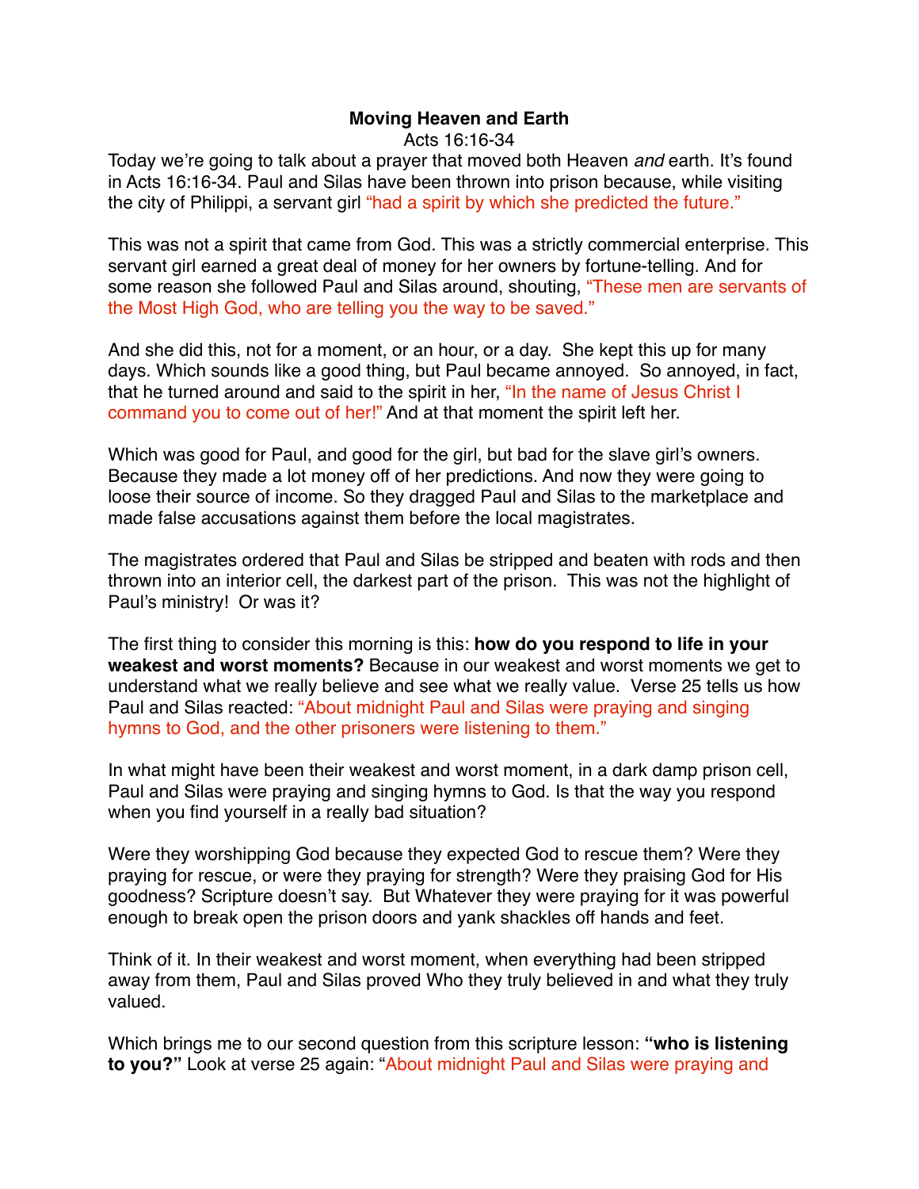**Moving Heaven and Earth**

Acts 16:16-34

Today we're going to talk about a prayer that moved both Heaven *and* earth. It's found in Acts 16:16-34. Paul and Silas have been thrown into prison because, while visiting the city of Philippi, a servant girl "had a spirit by which she predicted the future."

This was not a spirit that came from God. This was a strictly commercial enterprise. This servant girl earned a great deal of money for her owners by fortune-telling. And for some reason she followed Paul and Silas around, shouting, "These men are servants of the Most High God, who are telling you the way to be saved."

And she did this, not for a moment, or an hour, or a day. She kept this up for many days. Which sounds like a good thing, but Paul became annoyed. So annoyed, in fact, that he turned around and said to the spirit in her, "In the name of Jesus Christ I command you to come out of her!" And at that moment the spirit left her.

Which was good for Paul, and good for the girl, but bad for the slave girl's owners. Because they made a lot money off of her predictions. And now they were going to loose their source of income. So they dragged Paul and Silas to the marketplace and made false accusations against them before the local magistrates.

The magistrates ordered that Paul and Silas be stripped and beaten with rods and then thrown into an interior cell, the darkest part of the prison. This was not the highlight of Paul's ministry! Or was it?

The first thing to consider this morning is this: **how do you respond to life in your weakest and worst moments?** Because in our weakest and worst moments we get to understand what we really believe and see what we really value. Verse 25 tells us how Paul and Silas reacted: "About midnight Paul and Silas were praying and singing hymns to God, and the other prisoners were listening to them."

In what might have been their weakest and worst moment, in a dark damp prison cell, Paul and Silas were praying and singing hymns to God. Is that the way you respond when you find yourself in a really bad situation?

Were they worshipping God because they expected God to rescue them? Were they praying for rescue, or were they praying for strength? Were they praising God for His goodness? Scripture doesn't say. But Whatever they were praying for it was powerful enough to break open the prison doors and yank shackles off hands and feet.

Think of it. In their weakest and worst moment, when everything had been stripped away from them, Paul and Silas proved Who they truly believed in and what they truly valued.

Which brings me to our second question from this scripture lesson: **"who is listening to you?"** Look at verse 25 again: "About midnight Paul and Silas were praying and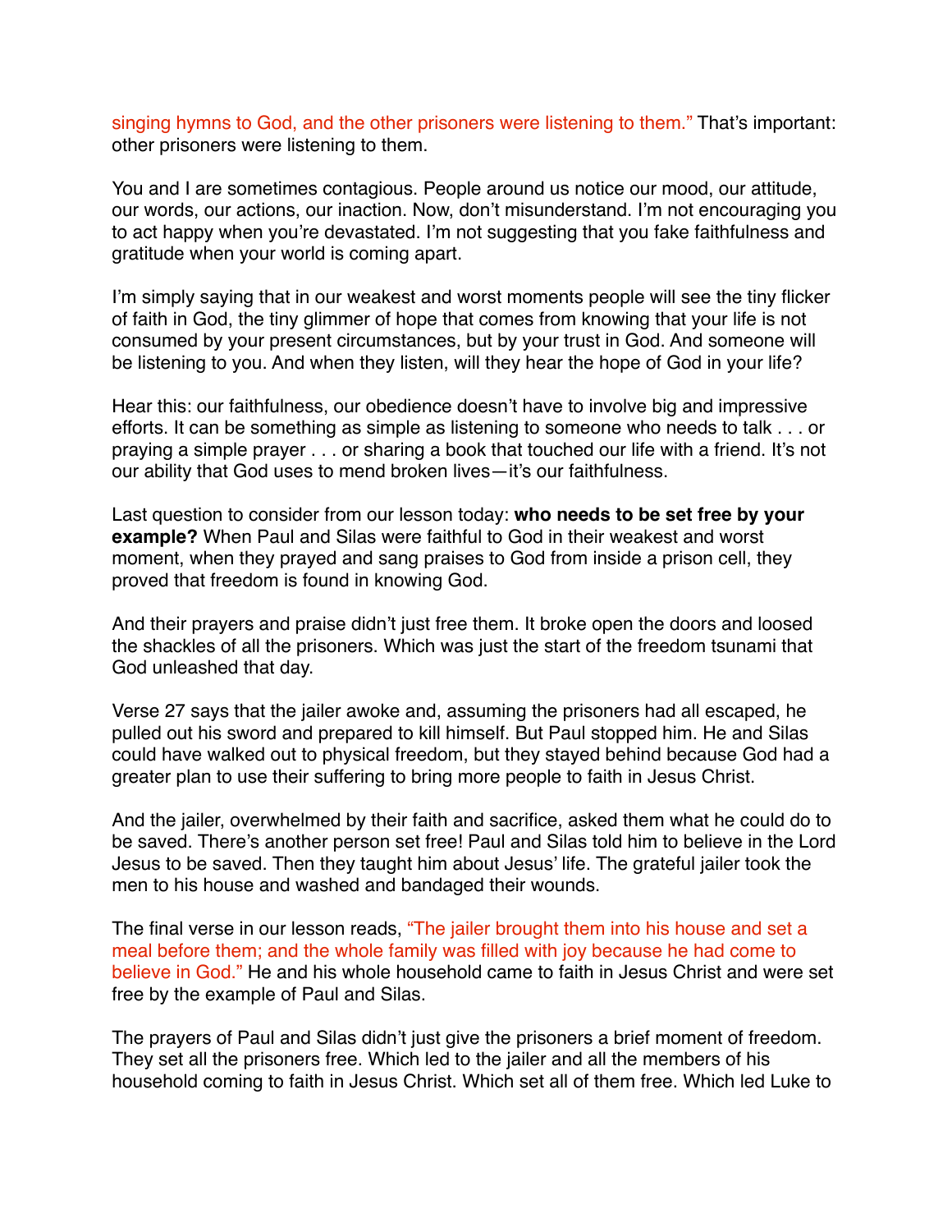singing hymns to God, and the other prisoners were listening to them." That's important: other prisoners were listening to them.

You and I are sometimes contagious. People around us notice our mood, our attitude, our words, our actions, our inaction. Now, don't misunderstand. I'm not encouraging you to act happy when you're devastated. I'm not suggesting that you fake faithfulness and gratitude when your world is coming apart.

I'm simply saying that in our weakest and worst moments people will see the tiny flicker of faith in God, the tiny glimmer of hope that comes from knowing that your life is not consumed by your present circumstances, but by your trust in God. And someone will be listening to you. And when they listen, will they hear the hope of God in your life?

Hear this: our faithfulness, our obedience doesn't have to involve big and impressive efforts. It can be something as simple as listening to someone who needs to talk . . . or praying a simple prayer . . . or sharing a book that touched our life with a friend. It's not our ability that God uses to mend broken lives—it's our faithfulness.

Last question to consider from our lesson today: **who needs to be set free by your example?** When Paul and Silas were faithful to God in their weakest and worst moment, when they prayed and sang praises to God from inside a prison cell, they proved that freedom is found in knowing God.

And their prayers and praise didn't just free them. It broke open the doors and loosed the shackles of all the prisoners. Which was just the start of the freedom tsunami that God unleashed that day.

Verse 27 says that the jailer awoke and, assuming the prisoners had all escaped, he pulled out his sword and prepared to kill himself. But Paul stopped him. He and Silas could have walked out to physical freedom, but they stayed behind because God had a greater plan to use their suffering to bring more people to faith in Jesus Christ.

And the jailer, overwhelmed by their faith and sacrifice, asked them what he could do to be saved. There's another person set free! Paul and Silas told him to believe in the Lord Jesus to be saved. Then they taught him about Jesus' life. The grateful jailer took the men to his house and washed and bandaged their wounds.

The final verse in our lesson reads, "The jailer brought them into his house and set a meal before them; and the whole family was filled with joy because he had come to believe in God." He and his whole household came to faith in Jesus Christ and were set free by the example of Paul and Silas.

The prayers of Paul and Silas didn't just give the prisoners a brief moment of freedom. They set all the prisoners free. Which led to the jailer and all the members of his household coming to faith in Jesus Christ. Which set all of them free. Which led Luke to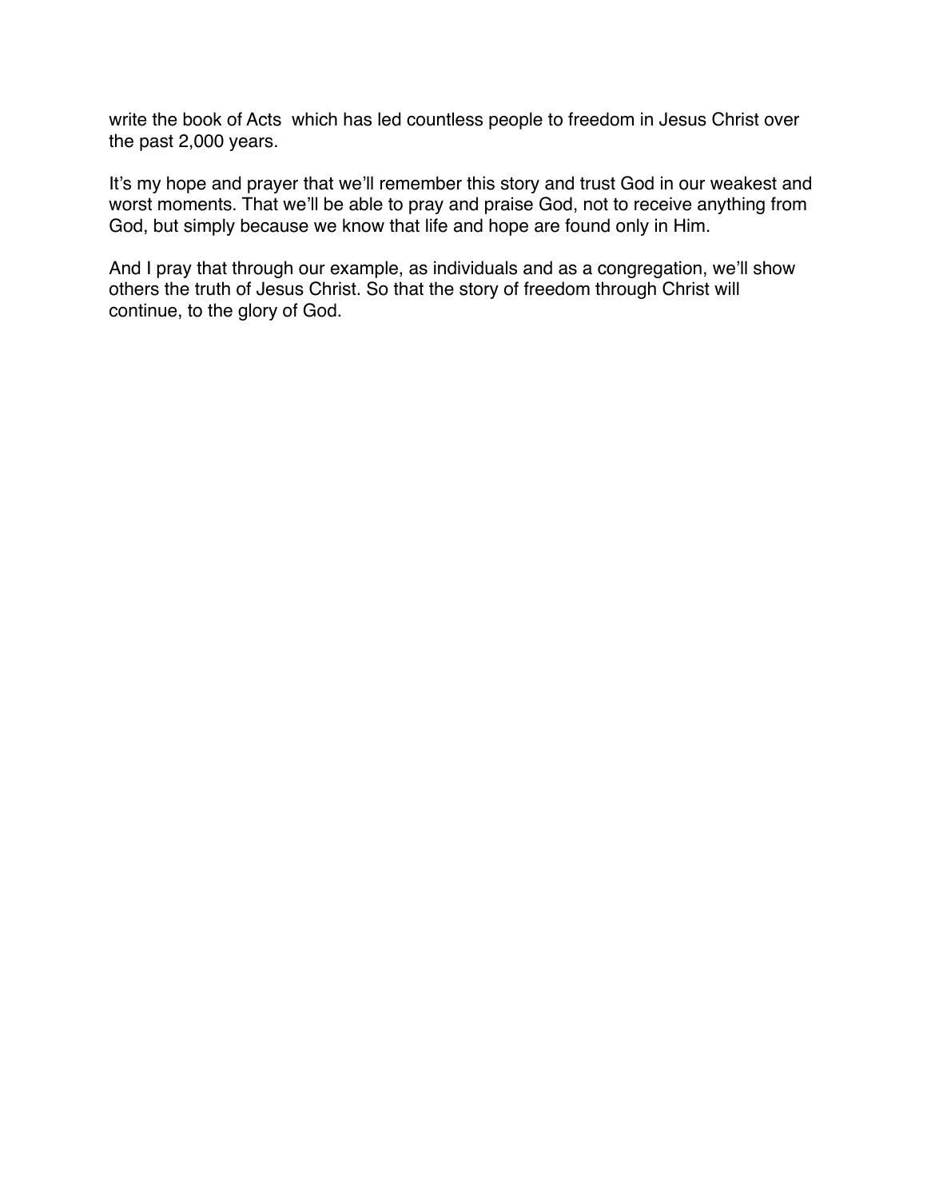write the book of Acts which has led countless people to freedom in Jesus Christ over the past 2,000 years.

It's my hope and prayer that we'll remember this story and trust God in our weakest and worst moments. That we'll be able to pray and praise God, not to receive anything from God, but simply because we know that life and hope are found only in Him.

And I pray that through our example, as individuals and as a congregation, we'll show others the truth of Jesus Christ. So that the story of freedom through Christ will continue, to the glory of God.